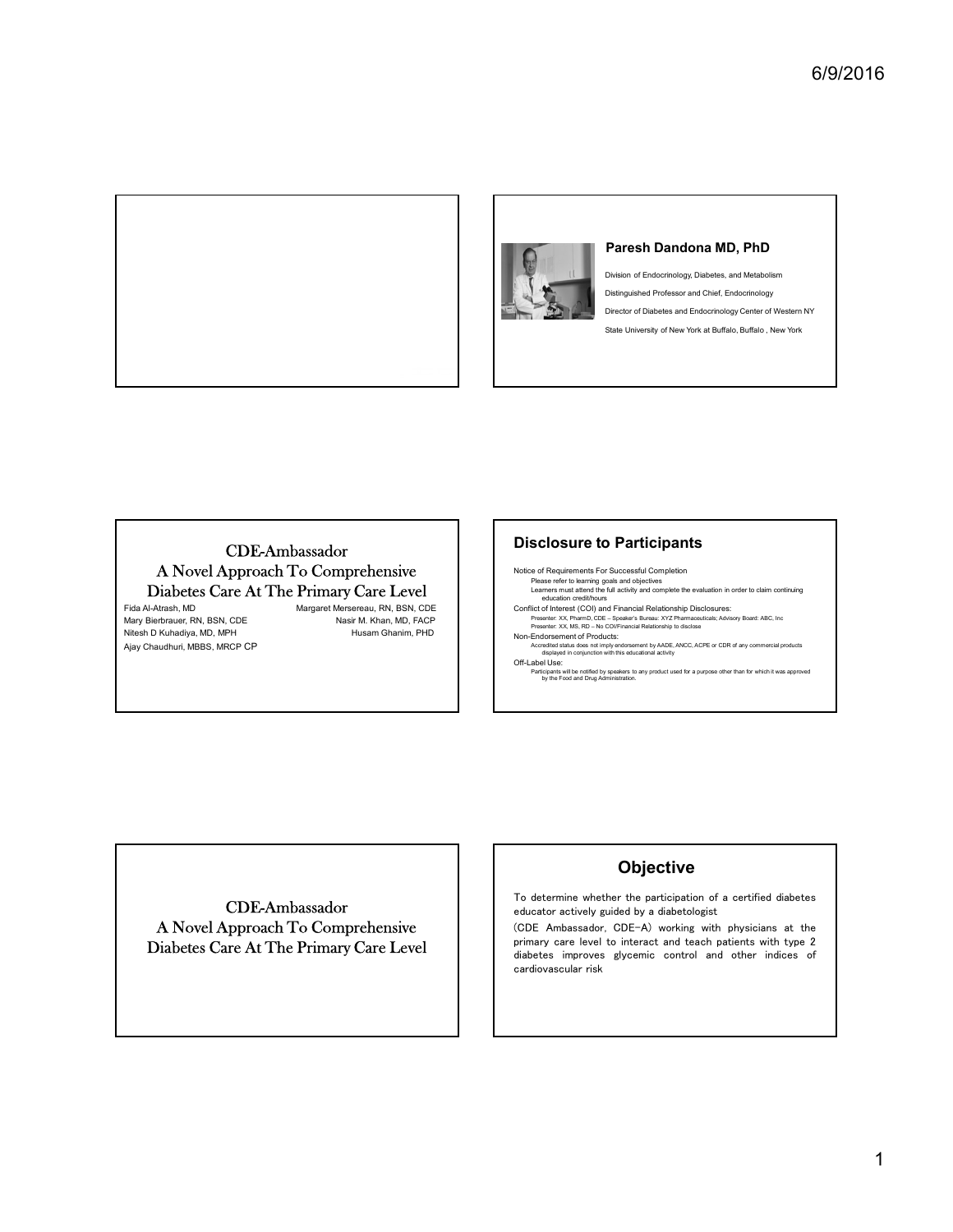**Paresh Dandona MD, PhD**

Division of Endocrinology, Diabetes, and Metabolism

Distinguished Professor and Chief, Endocrinology

Director of Diabetes and Endocrinology Center of Western NY

State University of New York at Buffalo, Buffalo , New York

# CDE-Ambassador
# A Novel Approach To Comprehensive Diabetes Care At The Primary Care Level

Fida Al-Atrash, MD

Margaret Mersereau, RN, BSN, CDE

Mary Bierbrauer, RN, BSN, CDE

Nasir M. Khan, MD, FACP

Nitesh D Kuhadiya, MD, MPH

Husam Ghanim, PHD

Ajay Chaudhuri, MBBS, MRCP CP

## Disclosure to Participants

Notice of Requirements For Successful Completion
- Please refer to learning goals and objectives
- Learners must attend the full activity and complete the evaluation in order to claim continuing education credit/hours

Conflict of Interest (COI) and Financial Relationship Disclosures:
- Presenter: XX, PharmD, CDE – Speaker's Bureau: XYZ Pharmaceuticals; Advisory Board: ABC, Inc
- Presenter: XX, MS, RD – No COI/Financial Relationship to disclose

Non-Endorsement of Products:
- Accredited status does not imply endorsement by AADE, ANCC, ACPE or CDR of any commercial products displayed in conjunction with this educational activity

Off-Label Use:
- Participants will be notified by speakers to any product used for a purpose other than for which it was approved by the Food and Drug Administration.

# CDE-Ambassador
# A Novel Approach To Comprehensive Diabetes Care At The Primary Care Level

## Objective

To determine whether the participation of a certified diabetes educator actively guided by a diabetologist (CDE Ambassador, CDE-A) working with physicians at the primary care level to interact and teach patients with type 2 diabetes improves glycemic control and other indices of cardiovascular risk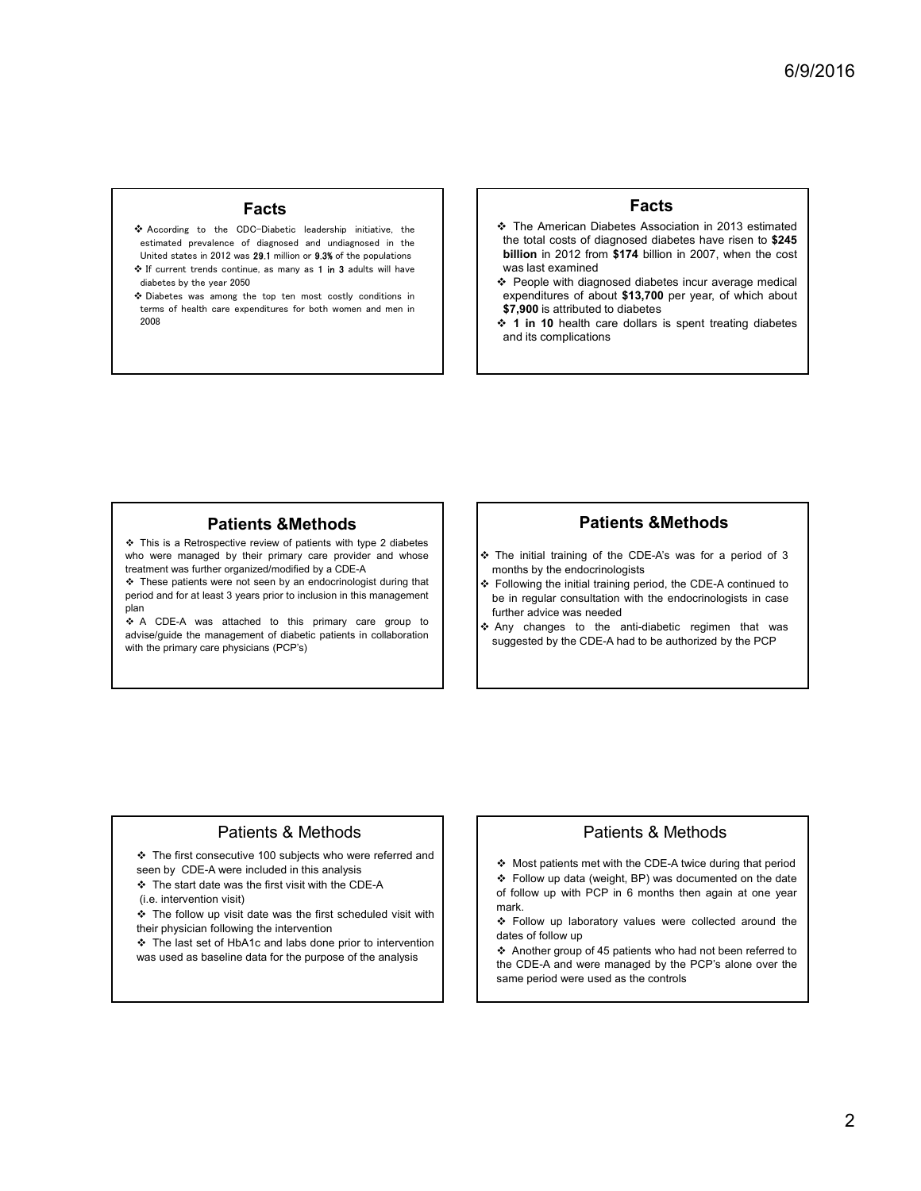## Facts

- According to the CDC-Diabetic leadership initiative, the estimated prevalence of diagnosed and undiagnosed in the United states in 2012 was **29.1** million or **9.3%** of the populations
- If current trends continue, as many as **1 in 3** adults will have diabetes by the year 2050
- Diabetes was among the top ten most costly conditions in terms of health care expenditures for both women and men in 2008

## Facts

- The American Diabetes Association in 2013 estimated the total costs of diagnosed diabetes have risen to **$245 billion** in 2012 from **$174** billion in 2007, when the cost was last examined
- People with diagnosed diabetes incur average medical expenditures of about **$13,700** per year, of which about **$7,900** is attributed to diabetes
- **1 in 10** health care dollars is spent treating diabetes and its complications

## Patients &Methods

- This is a Retrospective review of patients with type 2 diabetes who were managed by their primary care provider and whose treatment was further organized/modified by a CDE-A
- These patients were not seen by an endocrinologist during that period and for at least 3 years prior to inclusion in this management plan
- A CDE-A was attached to this primary care group to advise/guide the management of diabetic patients in collaboration with the primary care physicians (PCP's)

## Patients &Methods

- The initial training of the CDE-A's was for a period of 3 months by the endocrinologists
- Following the initial training period, the CDE-A continued to be in regular consultation with the endocrinologists in case further advice was needed
- Any changes to the anti-diabetic regimen that was suggested by the CDE-A had to be authorized by the PCP

## Patients & Methods

- The first consecutive 100 subjects who were referred and seen by CDE-A were included in this analysis
- The start date was the first visit with the CDE-A (i.e. intervention visit)
- The follow up visit date was the first scheduled visit with their physician following the intervention
- The last set of HbA1c and labs done prior to intervention was used as baseline data for the purpose of the analysis

## Patients & Methods

- Most patients met with the CDE-A twice during that period
- Follow up data (weight, BP) was documented on the date of follow up with PCP in 6 months then again at one year mark.
- Follow up laboratory values were collected around the dates of follow up
- Another group of 45 patients who had not been referred to the CDE-A and were managed by the PCP's alone over the same period were used as the controls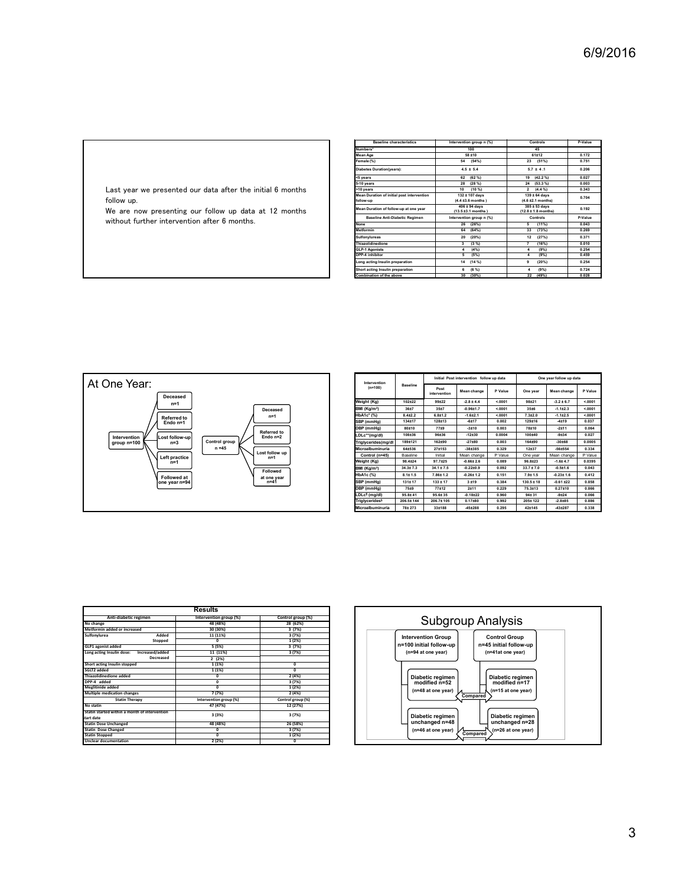Last year we presented our data after the initial 6 months follow up.

We are now presenting our follow up data at 12 months without further intervention after 6 months.

| Baseline characteristics | Intervention group n (%) | Controls | P-Value |
|---|---|---|---|
| Numbers* | 100 | 45 | |
| Mean Age | 58 ±10 | 61±12 | 0.172 |
| Female (%) | 54 (54%) | 23 (51%) | 0.751 |
| Diabetes Duration(years): | 4.5 ± 5.4 | 5.7 ± 4.1 | 0.206 |
| <5 years | 62 (62 %) | 19 (42.2 %) | 0.027 |
| 5-10 years | 28 (28 %) | 24 (53.3 %) | 0.003 |
| >10 years | 10 (10 %) | 2 (4.4 %) | 0.343 |
| Mean Duration of initial post intervention follow-up | 132 ± 107 days (4.4 ±3.6 months ) | 139 ± 64 days (4.6 ±2.1 months) | 0.704 |
| Mean Duration of follow-up at one year | 406 ± 94 days (13.5 ±3.1 months ) | 385 ± 53 days (12.8 ± 1.8 months) | 0.192 |
| **Baseline Anti-Diabetic Regimen** | **Intervention group n (%)** | **Controls** | **P-Value** |
| None | 26 (26%) | 5 (11%) | 0.043 |
| Metformin | 64 (64%) | 33 (73%) | 0.269 |
| Sulfonylureas | 20 (20%) | 12 (27%) | 0.371 |
| Thiazolidinedione | 3 (3 %) | 7 (16%) | 0.010 |
| GLP-1 Agonists | 4 (4%) | 4 (9%) | 0.254 |
| DPP-4 inhibitor | 5 (5%) | 4 (9%) | 0.459 |
| Long acting Insulin preparation | 14 (14 %) | 9 (20%) | 0.254 |
| Short acting Insulin preparation | 6 (6 %) | 4 (9%) | 0.724 |
| Combination of the above | 30 (30%) | 22 (49%) | 0.028 |

## At One Year:

- Intervention group n=100
  - Deceased n=1
  - Referred to Endo n=1
  - Lost follow-up n=3
  - Left practice n=1
  - Followed at one year n=94
- Control group n =45
  - Deceased n=1
  - Referred to Endo n=2
  - Lost follow up n=1
  - Followed at one year n=41

| Intervention (n=100) | Baseline | Initial Post intervention follow up data | | | One year follow up data | | |
|---|---|---|---|---|---|---|---|
| | | Post intervention | Mean change | P Value | One year | Mean change | P Value |
| Weight (Kg) | 102±22 | 99±22 | -2.8 ± 4.4 | <.0001 | 98±21 | -3.2 ± 6.7 | <.0001 |
| BMI (Kg/m²) | 36±7 | 35±7 | -0.96±1.7 | <.0001 | 35±6 | -1.1±2.3 | <.0001 |
| HbA1c* (%) | 8.4±2.2 | 6.8±1.2 | -1.6±2.1 | <.0001 | 7.3±2.0 | -1.1±2.5 | <.0001 |
| SBP (mmHg) | 134±17 | 128±13 | -6±17 | 0.002 | 129±16 | -4±19 | 0.037 |
| DBP (mmHg) | 80±10 | 77±9 | -3±10 | 0.003 | 78±10 | -2±11 | 0.064 |
| LDLc**(mg/dl) | 108±36 | 96±36 | -12±30 | 0.0004 | 100±40 | -9±34 | 0.027 |
| Triglycerides(mg/dl | 189±121 | 162±90 | -27±80 | 0.003 | 164±90 | -30±68 | 0.0005 |
| Microalbuminuria | 64±536 | 27±153 | -38±385 | 0.329 | 12±37 | -56±554 | 0.334 |
| **Control (n=45)** | Baseline | Initial | Mean change | P Value | One year | Mean change | P Value |
| Weight (Kg) | 98.4±24 | 97.7±25 | -0.66± 2.6 | 0.089 | 96.8±23 | -1.6± 4.7 | 0.0395 |
| BMI (Kg/m²) | 34.3± 7.3 | 34.1 ± 7.5 | -0.22±0.9 | 0.092 | 33.7 ± 7.0 | -0.5±1.6 | 0.043 |
| HbA1c (%) | 8.1± 1.5 | 7.86± 1.2 | -0.26± 1.2 | 0.151 | 7.9± 1.5 | -0.23± 1.6 | 0.412 |
| SBP (mmHg) | 131± 17 | 133 ± 17 | 3 ±19 | 0.384 | 130.5 ± 18 | -0.61 ±22 | 0.858 |
| DBP (mmHg) | 75±9 | 77±12 | 2±11 | 0.229 | 75.3±13 | 0.27±10 | 0.866 |
| LDLc§ (mg/dl) | 95.8± 41 | 95.6± 35 | -0.18±22 | 0.960 | 94± 31 | -9±24 | 0.066 |
| Triglycerides§ | 206.5± 144 | 206.7± 105 | 0.17±60 | 0.992 | 205± 122 | -2.8±85 | 0.886 |
| Microalbuminuria | 78± 273 | 33±188 | -45±288 | 0.295 | 42±145 | -43±287 | 0.338 |

## Results

| Anti-diabetic regimen | | Intervention group (%) | Control group (%) |
|---|---|---|---|
| No change | | 48 (48%) | 28 (62%) |
| Metformin added or increased | | 30 (30%) | 3 (7%) |
| Sulfonylurea | Added | 11 (11%) | 3 (7%) |
| | Stopped | 0 | 1 (2%) |
| GLP1 agonist added | | 5 (5%) | 3 (7%) |
| Long acting Insulin dose: | Increased/added | 11 (11%) | 3 (7%) |
| | Decreased | 2 (2%) | |
| Short acting Insulin stopped | | 1 (1%) | 0 |
| SGLT2 added | | 1 (1%) | 0 |
| Thiazolidinedione added | | 0 | 2 (4%) |
| DPP-4 added | | 0 | 3 (7%) |
| Meglitinide added | | 0 | 1 (2%) |
| Multiple medication changes | | 7 (7%) | 2 (4%) |
| **Statin Therapy** | | **Intervention group (%)** | **Control group (%)** |
| No statin | | 47 (47%) | 12 (27%) |
| Statin started within a month of intervention start date | | 3 (3%) | 3 (7%) |
| Statin Dose Unchanged | | 48 (48%) | 26 (58%) |
| Statin Dose Changed | | 0 | 3 (7%) |
| Statin Stopped | | 0 | 1 (2%) |
| Unclear documentation | | 2 (2%) | 0 |

## Subgroup Analysis

- Intervention Group n=100 initial follow-up (n=94 at one year)
  - Diabetic regimen modified n=52 (n=48 at one year)
  - Diabetic regimen unchanged n=48 (n=46 at one year)
- Control Group n=45 initial follow-up (n=41at one year)
  - Diabetic regimen modified n=17 (n=15 at one year)
  - Diabetic regimen unchanged n=28 (n=26 at one year)

Modified groups compared; unchanged groups compared.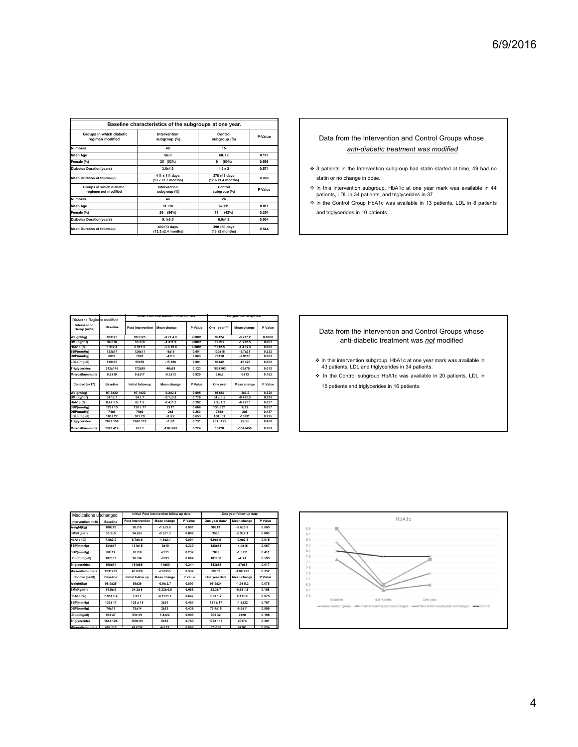| Baseline characteristics of the subgroups at one year. | | | |
|---|---|---|---|
| Groups in which diabetic regimen modified | Intervention subgroup (%) | Control subgroup (%) | P-Value |
| Numbers | 48 | 15 | |
| Mean Age | 56±9 | 60±12 | 0.110 |
| Female (%) | 25 (52%) | 9 (60%) | 0.598 |
| Diabetes Duration(years) | 3.8±4.3 | 4.2 ± 2 | 0.571 |
| Mean Duration of follow-up | 411 ± 111 days (13.7 ±3.7 months) | 378 ±43 days (12.6 ±1.4 months) | 0.090 |
| Groups in which diabetic regimen not modified | Intervention subgroup (%) | Control subgroup (%) | P-Value |
| Numbers | 46 | 26 | |
| Mean Age | 61 ±10 | 62 ±11 | 0.811 |
| Female (%) | 26 (56%) | 11 (42%) | 0.254 |
| Diabetes Duration(years) | 5.1±6.5 | 6.0±4.6 | 0.504 |
| Mean Duration of follow-up | 400±73 days (13.3 ±2.4 months) | 390 ±59 days (13 ±2 months) | 0.544 |

Data from the Intervention and Control Groups whose *anti-diabetic treatment was modified*

- 3 patients in the Intervention subgroup had statin started at time, 49 had no statin or no change in dose.
- In this intervention subgroup, HbA1c at one year mark was available in 44 patients, LDL in 34 patients, and triglycerides in 37.
- In the Control Group HbA1c was available in 13 patients, LDL in 8 patients and triglycerides in 10 patients.

| Diabetes Regimen modified | | Initial Post intervention follow up data | | | One year follow up data | | |
|---|---|---|---|---|---|---|---|
| Intervention Group (n=52) | Baseline | Post intervention | Mean change | P Value | One year**** | Mean change | P Value |
| Weight(kg) | 103±25 | 99.5±25 | -3.7± 4.9 | <.0001 | 99±24 | -3.7±7.2 | 0.0008 |
| BMI(Kg/m²) | 36.6±8 | 35.3±8 | -1.3±1.9 | <.0001 | 35.2±7 | -1.2±2.5 | 0.003 |
| HbA1c (%) | 8.9±2.4 | 6.9±1.2 | -1.9 ±2.0 | <.0001 | 7.8±2.5 | -1.4 ±2.8 | 0.002 |
| SBP(mmHg) | 133±17 | 126±11 | -8±16 | 0.001 | 130±18 | -3.7±21 | 0.232 |
| DBP(mmHg) | 80±9 | 76±8 | -4±10 | 0.003 | 78±10 | -2.9±16 | 0.083 |
| LDLc(mg/dl) | 110±36 | 95±39 | -15 ±26 | 0.001 | 99±42 | -15 ±26 | 0.002 |
| Triglycerides | 212±148 | 172±95 | -40±81 | 0.123 | 183±103 | -32±75 | 0.013 |
| Microalbuminuria | 9.8±19 | 9.6±17 | -0.2±13 | 0.929 | 5.6±8 | -3±13 | 0.162 |
| Control (n=17) | Baseline | Initial followup | Mean change | P Value | One year | Mean change | P Value |
| Weight(kg) | 97.3±22 | 97.1±22 | -0.2±2.4 | 0.695 | 98±23 | -1±3.9 | 0.320 |
| BMI(Kg/m²) | 34.1± 7 | 34 ± 7 | -0.1±0.8 | 0.776 | 34 ± 6.5 | -0.4±1.3 | 0.228 |
| HbA1c (%) | 8.4± 1.5 | 8± 1.5 | -0.4±1.3 | 0.202 | 7.9± 1.2 | -0.7±1.1 | 0.037 |
| SBP(mmHg) | 128± 15 | 130 ± 17 | 2±17 | 0.666 | 130 ± 21 | 1±22 | 0.837 |
| DBP(mmHg) | 74±9 | 76±9 | 2±8 | 0.263 | 75±8 | 2±8 | 0.437 |
| LDLc(mg/dl) | 100± 27 | 97± 29 | -3±22 | 0.653 | 100± 31 | -15±31 | 0.225 |
| Triglycerides | 267± 158 | 260± 112 | -7±81 | 0.731 | 251± 121 | 25±98 | 0.450 |
| Microalbuminuria | 132± 418 | 6±7.1 | -126±420 | 0.224 | 15±20 | -134±450 | 0.269 |

Data from the Intervention and Control Groups whose anti-diabetic treatment was *not* modified

- In this intervention subgroup, HbA1c at one year mark was available in 43 patients, LDL and triglycerides in 34 patients.
- In the Control subgroup HbA1c was available in 20 patients, LDL in 15 patients and triglycerides in 16 patients.

| Medications unchanged | | Initial Post intervention follow up data | | | One year follow up date | | |
|---|---|---|---|---|---|---|---|
| Intervention n=48 | Baseline | Post intervention | Mean change | P Value | One year data* | Mean change | P Value |
| Weight(kg) | 100±18 | 98±19 | -1.9±3.6 | 0.001 | 98±19 | -2.6±5.9 | 0.005 |
| BMI(Kg/m²) | 35.2±5 | 34.6±5 | -0.6±1.3 | 0.002 | 35±5 | -0.9±2.1 | 0.005 |
| HbA1c (%) | 7.8±2.0 | 6.7±0.9 | -1.1±2.1 | 0.001 | 6.9±1.0 | -0.9±2.3 | 0.015 |
| SBP(mmHg) | 134±17 | 131±15 | -3±19 | 0.330 | 128±14 | -4.4±16 | 0.067 |
| DBP(mmHg) | 80±11 | 78±10 | -2±11 | 0.232 | 78±9 | -1.3±11 | 0.411 |
| LDLc* (mg/dl) | 107±37 | 98±34 | -9±33 | 0.064 | 101±38 | -4±41 | 0.593 |
| Triglycerides | 168±74 | 154±85 | -14±80 | 0.244 | 143±68 | -27±61 | 0.017 |
| Microalbuminuria | 123±773 | 45±220 | -78±555 | 0.332 | 19±52 | -110±792 | 0.352 |
| Control (n=28) | Baseline | Initial follow up | Mean change | P Value | One year data | Mean change | P Value |
| Weight(kg) | 98.9±25 | 98±26 | -0.9± 2.7 | 0.897 | 95.9±24 | -1.9± 5.2 | 0.078 |
| BMI(Kg/m²) | 34.5± 8 | 34.2± 8 | -0.32± 0.9 | 0.068 | 33.3± 7 | -0.6± 1.8 | 0.108 |
| HbA1c (%) | 7.95± 1.4 | 7.8± 1 | -0.15±1.1 | 0.647 | 7.9± 1.7 | 0.1±1.9 | 0.875 |
| SBP(mmHg) | 132± 17 | 135 ± 18 | 3±21 | 0.460 | 131 ± 17 | -1.6±22 | 0.707 |
| DBP(mmHg) | 76±11 | 78±14 | 2±13 | 0.436 | 75.4±15 | -0.5±11 | 0.805 |
| LDLc(mg/dl) | 93± 47 | 95± 39 | 1.4±22 | 0.905 | 90± 32 | 7±20 | 0.198 |
| Triglycerides | 164± 128 | 169± 85 | 5±82 | 0.760 | 176± 117 | 20±74 | 0.301 |
| Microalbuminuria | 45± 115 | 49±238 | 4±153 | 0.898 | 57±180 | 9±101 | 0.834 |

HbA1c

(Chart: HbA1c at Baseline, 4.5 months, One year — Intervention group, Intervention/medication changed, Intervention medication unchanged, Control)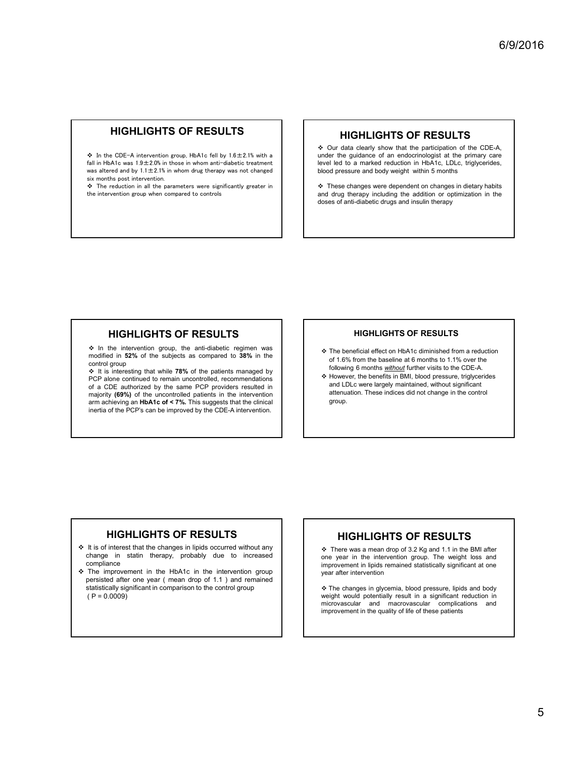## HIGHLIGHTS OF RESULTS

- In the CDE-A intervention group, HbA1c fell by 1.6±2.1% with a fall in HbA1c was 1.9±2.0% in those in whom anti-diabetic treatment was altered and by 1.1±2.1% in whom drug therapy was not changed six months post intervention.
- The reduction in all the parameters were significantly greater in the intervention group when compared to controls

## HIGHLIGHTS OF RESULTS

- Our data clearly show that the participation of the CDE-A, under the guidance of an endocrinologist at the primary care level led to a marked reduction in HbA1c, LDLc, triglycerides, blood pressure and body weight within 5 months
- These changes were dependent on changes in dietary habits and drug therapy including the addition or optimization in the doses of anti-diabetic drugs and insulin therapy

## HIGHLIGHTS OF RESULTS

- In the intervention group, the anti-diabetic regimen was modified in **52%** of the subjects as compared to **38%** in the control group
- It is interesting that while **78%** of the patients managed by PCP alone continued to remain uncontrolled, recommendations of a CDE authorized by the same PCP providers resulted in majority **(69%)** of the uncontrolled patients in the intervention arm achieving an **HbA1c of < 7%.** This suggests that the clinical inertia of the PCP's can be improved by the CDE-A intervention.

## HIGHLIGHTS OF RESULTS

- The beneficial effect on HbA1c diminished from a reduction of 1.6% from the baseline at 6 months to 1.1% over the following 6 months ***without*** further visits to the CDE-A.
- However, the benefits in BMI, blood pressure, triglycerides and LDLc were largely maintained, without significant attenuation. These indices did not change in the control group.

## HIGHLIGHTS OF RESULTS

- It is of interest that the changes in lipids occurred without any change in statin therapy, probably due to increased compliance
- The improvement in the HbA1c in the intervention group persisted after one year ( mean drop of 1.1 ) and remained statistically significant in comparison to the control group ( $P = 0.0009$)

## HIGHLIGHTS OF RESULTS

- There was a mean drop of 3.2 Kg and 1.1 in the BMI after one year in the intervention group. The weight loss and improvement in lipids remained statistically significant at one year after intervention
- The changes in glycemia, blood pressure, lipids and body weight would potentially result in a significant reduction in microvascular and macrovascular complications and improvement in the quality of life of these patients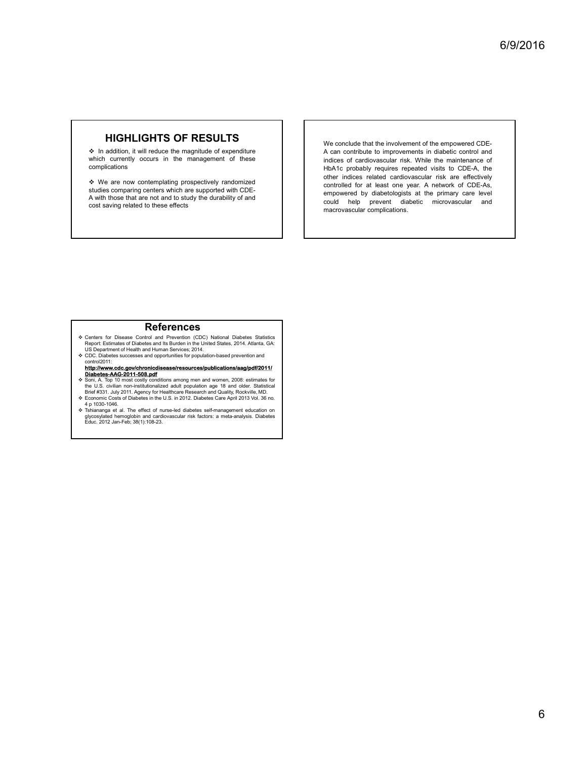## HIGHLIGHTS OF RESULTS

- In addition, it will reduce the magnitude of expenditure which currently occurs in the management of these complications
- We are now contemplating prospectively randomized studies comparing centers which are supported with CDE-A with those that are not and to study the durability of and cost saving related to these effects

We conclude that the involvement of the empowered CDE-A can contribute to improvements in diabetic control and indices of cardiovascular risk. While the maintenance of HbA1c probably requires repeated visits to CDE-A, the other indices related cardiovascular risk are effectively controlled for at least one year. A network of CDE-As, empowered by diabetologists at the primary care level could help prevent diabetic microvascular and macrovascular complications.

## References

- Centers for Disease Control and Prevention (CDC) National Diabetes Statistics Report: Estimates of Diabetes and Its Burden in the United States, 2014. Atlanta, GA: US Department of Health and Human Services; 2014.
- CDC. Diabetes successes and opportunities for population-based prevention and control2011: **http://www.cdc.gov/chronicdisease/resources/publications/aag/pdf/2011/Diabetes-AAG-2011-508.pdf**
- Soni, A. Top 10 most costly conditions among men and women, 2008: estimates for the U.S. civilian non-institutionalized adult population age 18 and older. Statistical Brief #331. July 2011. Agency for Healthcare Research and Quality, Rockville, MD.
- Economic Costs of Diabetes in the U.S. in 2012. Diabetes Care April 2013 Vol. 36 no. 4 p 1030-1046.
- Tshiananga et al. The effect of nurse-led diabetes self-management education on glycosylated hemoglobin and cardiovascular risk factors: a meta-analysis. Diabetes Educ. 2012 Jan-Feb; 38(1):108-23.